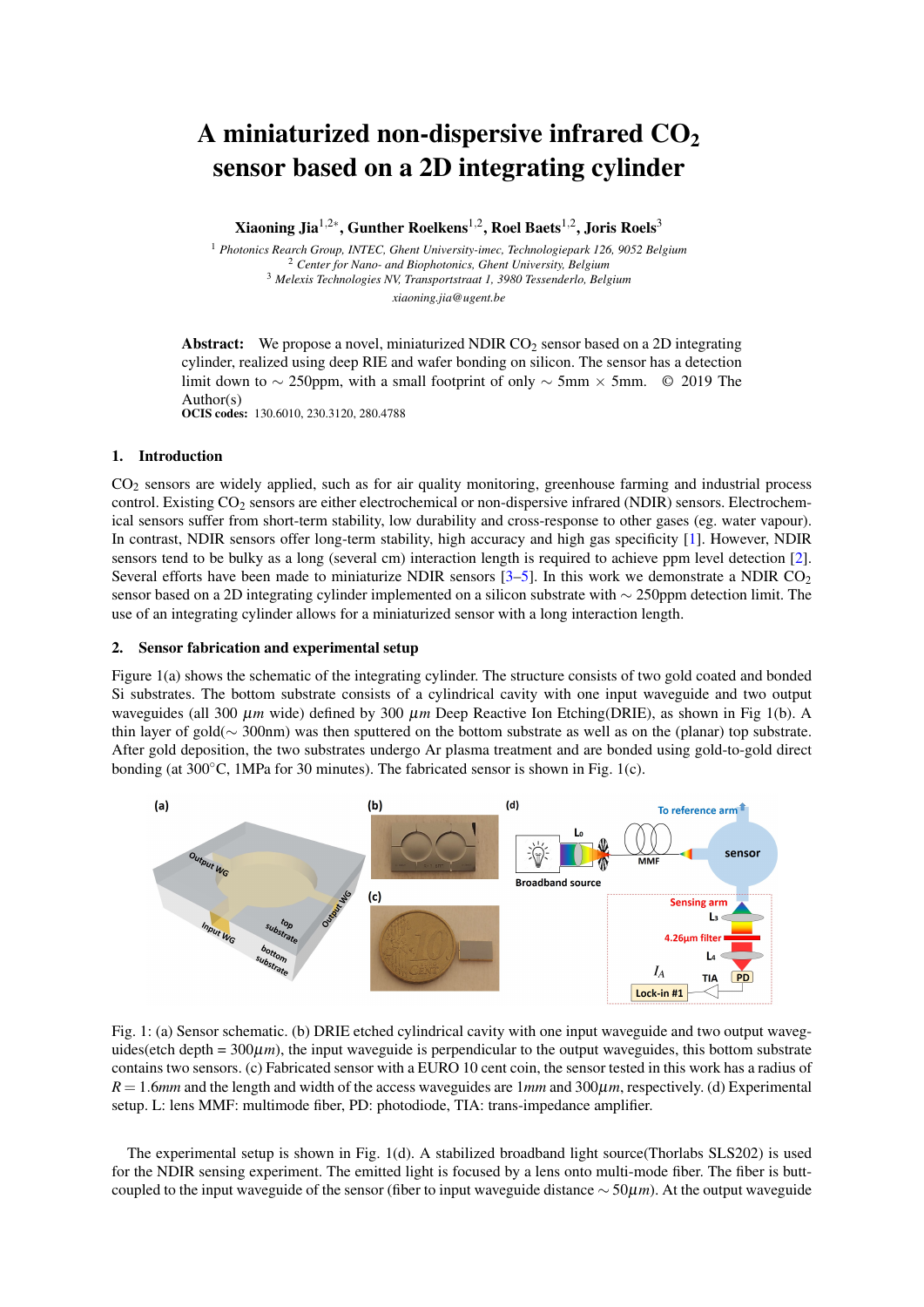# A miniaturized non-dispersive infrared $CO_2$ sensor based on a 2D integrating cylinder

**Xiaoning Jia[1,2*], Gunther Roelkens[1,2], Roel Baets[1,2], Joris Roels[3]**

[1] *Photonics Rearch Group, INTEC, Ghent University-imec, Technologiepark 126, 9052 Belgium*
[2] *Center for Nano- and Biophotonics, Ghent University, Belgium*
[3] *Melexis Technologies NV, Transportstraat 1, 3980 Tessenderlo, Belgium*
*xiaoning.jia@ugent.be*

**Abstract:** We propose a novel, miniaturized NDIR $CO_2$ sensor based on a 2D integrating cylinder, realized using deep RIE and wafer bonding on silicon. The sensor has a detection limit down to ∼ 250ppm, with a small footprint of only ∼ 5mm × 5mm. © 2019 The Author(s)

**OCIS codes:** 130.6010, 230.3120, 280.4788

## 1. Introduction

$CO_2$ sensors are widely applied, such as for air quality monitoring, greenhouse farming and industrial process control. Existing $CO_2$ sensors are either electrochemical or non-dispersive infrared (NDIR) sensors. Electrochemical sensors suffer from short-term stability, low durability and cross-response to other gases (eg. water vapour). In contrast, NDIR sensors offer long-term stability, high accuracy and high gas specificity [1]. However, NDIR sensors tend to be bulky as a long (several cm) interaction length is required to achieve ppm level detection [2]. Several efforts have been made to miniaturize NDIR sensors [3–5]. In this work we demonstrate a NDIR $CO_2$ sensor based on a 2D integrating cylinder implemented on a silicon substrate with ∼ 250ppm detection limit. The use of an integrating cylinder allows for a miniaturized sensor with a long interaction length.

## 2. Sensor fabrication and experimental setup

Figure 1(a) shows the schematic of the integrating cylinder. The structure consists of two gold coated and bonded Si substrates. The bottom substrate consists of a cylindrical cavity with one input waveguide and two output waveguides (all 300 $\mu m$ wide) defined by 300 $\mu m$ Deep Reactive Ion Etching(DRIE), as shown in Fig 1(b). A thin layer of gold(∼ 300nm) was then sputtered on the bottom substrate as well as on the (planar) top substrate. After gold deposition, the two substrates undergo Ar plasma treatment and are bonded using gold-to-gold direct bonding (at 300°C, 1MPa for 30 minutes). The fabricated sensor is shown in Fig. 1(c).

Fig. 1: (a) Sensor schematic. (b) DRIE etched cylindrical cavity with one input waveguide and two output waveguides(etch depth = 300$\mu m$), the input waveguide is perpendicular to the output waveguides, this bottom substrate contains two sensors. (c) Fabricated sensor with a EURO 10 cent coin, the sensor tested in this work has a radius of $R = 1.6mm$ and the length and width of the access waveguides are $1mm$ and $300\mu m$, respectively. (d) Experimental setup. L: lens MMF: multimode fiber, PD: photodiode, TIA: trans-impedance amplifier.

The experimental setup is shown in Fig. 1(d). A stabilized broadband light source(Thorlabs SLS202) is used for the NDIR sensing experiment. The emitted light is focused by a lens onto multi-mode fiber. The fiber is butt-coupled to the input waveguide of the sensor (fiber to input waveguide distance ∼ 50$\mu m$). At the output waveguide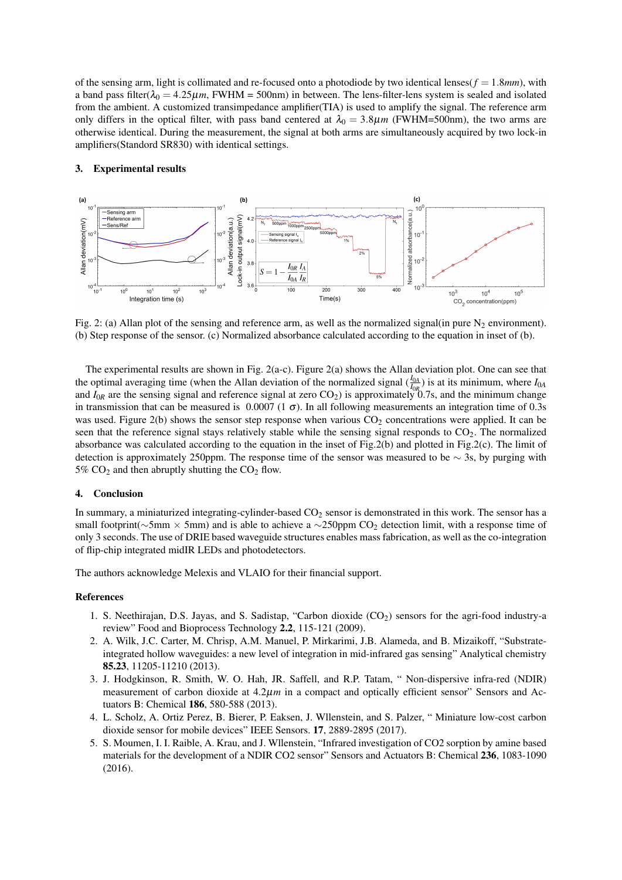of the sensing arm, light is collimated and re-focused onto a photodiode by two identical lenses($f = 1.8mm$), with a band pass filter($\lambda_0 = 4.25\mu m$, FWHM = 500nm) in between. The lens-filter-lens system is sealed and isolated from the ambient. A customized transimpedance amplifier(TIA) is used to amplify the signal. The reference arm only differs in the optical filter, with pass band centered at $\lambda_0 = 3.8\mu m$ (FWHM=500nm), the two arms are otherwise identical. During the measurement, the signal at both arms are simultaneously acquired by two lock-in amplifiers(Standord SR830) with identical settings.

## 3. Experimental results

(a)
Sensing arm
Reference arm
Sens/Ref
Allan deviation(mV)
Allan deviation(a.u.)
Integration time (s)

(b)
Lock-in output signal(mV)
$N_2$
500ppm
1000ppm
2500ppm
5000ppm
1%
2%
5%
$N_2$
Sensing signal $I_A$
Reference signal $I_R$
$S = 1 - \frac{I_{0R}}{I_{0A}}\frac{I_A}{I_R}$
Time(s)

(c)
Normalized absorbance(a.u.)
$CO_2$ concentration(ppm)

Fig. 2: (a) Allan plot of the sensing and reference arm, as well as the normalized signal(in pure $N_2$ environment). (b) Step response of the sensor. (c) Normalized absorbance calculated according to the equation in inset of (b).

The experimental results are shown in Fig. 2(a-c). Figure 2(a) shows the Allan deviation plot. One can see that the optimal averaging time (when the Allan deviation of the normalized signal ($\frac{I_{0A}}{I_{0R}}$) is at its minimum, where $I_{0A}$ and $I_{0R}$ are the sensing signal and reference signal at zero $CO_2$) is approximately 0.7s, and the minimum change in transmission that can be measured is 0.0007 (1 $\sigma$). In all following measurements an integration time of 0.3s was used. Figure 2(b) shows the sensor step response when various $CO_2$ concentrations were applied. It can be seen that the reference signal stays relatively stable while the sensing signal responds to $CO_2$. The normalized absorbance was calculated according to the equation in the inset of Fig.2(b) and plotted in Fig.2(c). The limit of detection is approximately 250ppm. The response time of the sensor was measured to be $\sim$ 3s, by purging with 5% $CO_2$ and then abruptly shutting the $CO_2$ flow.

## 4. Conclusion

In summary, a miniaturized integrating-cylinder-based $CO_2$ sensor is demonstrated in this work. The sensor has a small footprint($\sim$5mm $\times$ 5mm) and is able to achieve a $\sim$250ppm $CO_2$ detection limit, with a response time of only 3 seconds. The use of DRIE based waveguide structures enables mass fabrication, as well as the co-integration of flip-chip integrated midIR LEDs and photodetectors.

The authors acknowledge Melexis and VLAIO for their financial support.

## References

1. S. Neethirajan, D.S. Jayas, and S. Sadistap, "Carbon dioxide ($CO_2$) sensors for the agri-food industry-a review" Food and Bioprocess Technology **2.2**, 115-121 (2009).
2. A. Wilk, J.C. Carter, M. Chrisp, A.M. Manuel, P. Mirkarimi, J.B. Alameda, and B. Mizaikoff, "Substrate-integrated hollow waveguides: a new level of integration in mid-infrared gas sensing" Analytical chemistry **85.23**, 11205-11210 (2013).
3. J. Hodgkinson, R. Smith, W. O. Hah, JR. Saffell, and R.P. Tatam, " Non-dispersive infra-red (NDIR) measurement of carbon dioxide at 4.2$\mu m$ in a compact and optically efficient sensor" Sensors and Actuators B: Chemical **186**, 580-588 (2013).
4. L. Scholz, A. Ortiz Perez, B. Bierer, P. Eaksen, J. Wllenstein, and S. Palzer, " Miniature low-cost carbon dioxide sensor for mobile devices" IEEE Sensors. **17**, 2889-2895 (2017).
5. S. Moumen, I. I. Raible, A. Krau, and J. Wllenstein, "Infrared investigation of CO2 sorption by amine based materials for the development of a NDIR CO2 sensor" Sensors and Actuators B: Chemical **236**, 1083-1090 (2016).